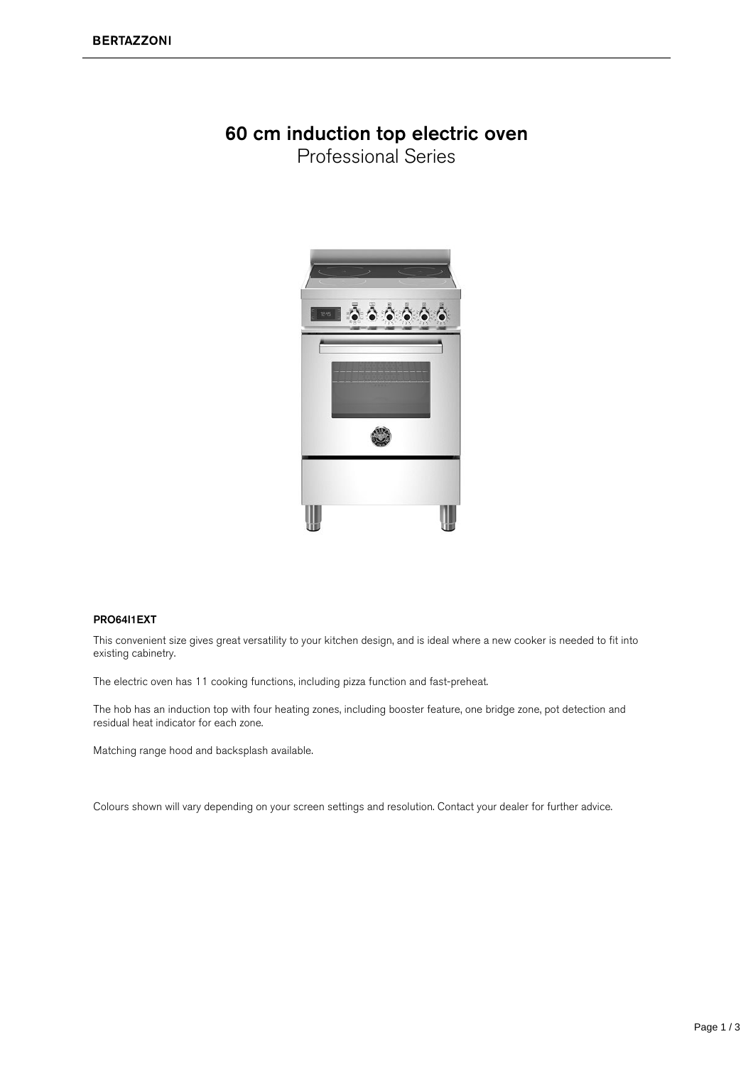# 60 cm induction top electric oven

Professional Series

**PRO64I1EXT**

This convenient size gives great versatility to your kitchen design, and is ideal where a new cooker is needed to fit into existing cabinetry.

The electric oven has 11 cooking functions, including pizza function and fast-preheat.

The hob has an induction top with four heating zones, including booster feature, one bridge zone, pot detection and residual heat indicator for each zone.

Matching range hood and backsplash available.

Colours shown will vary depending on your screen settings and resolution. Contact your dealer for further advice.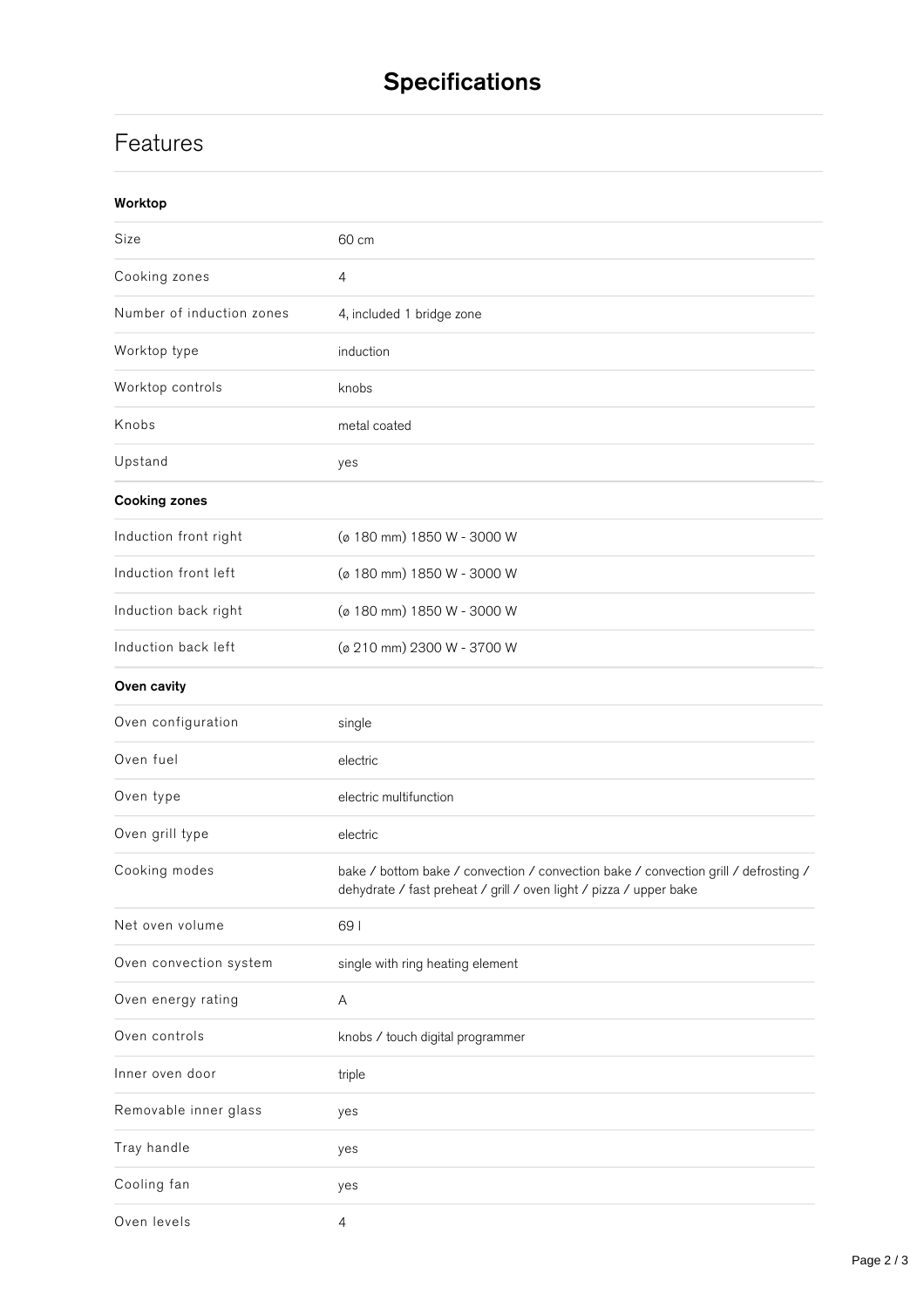# Specifications

## Features

### Worktop

| | |
|---|---|
| Size | 60 cm |
| Cooking zones | 4 |
| Number of induction zones | 4, included 1 bridge zone |
| Worktop type | induction |
| Worktop controls | knobs |
| Knobs | metal coated |
| Upstand | yes |

### Cooking zones

| | |
|---|---|
| Induction front right | (ø 180 mm) 1850 W - 3000 W |
| Induction front left | (ø 180 mm) 1850 W - 3000 W |
| Induction back right | (ø 180 mm) 1850 W - 3000 W |
| Induction back left | (ø 210 mm) 2300 W - 3700 W |

### Oven cavity

| | |
|---|---|
| Oven configuration | single |
| Oven fuel | electric |
| Oven type | electric multifunction |
| Oven grill type | electric |
| Cooking modes | bake / bottom bake / convection / convection bake / convection grill / defrosting / dehydrate / fast preheat / grill / oven light / pizza / upper bake |
| Net oven volume | 69 l |
| Oven convection system | single with ring heating element |
| Oven energy rating | A |
| Oven controls | knobs / touch digital programmer |
| Inner oven door | triple |
| Removable inner glass | yes |
| Tray handle | yes |
| Cooling fan | yes |
| Oven levels | 4 |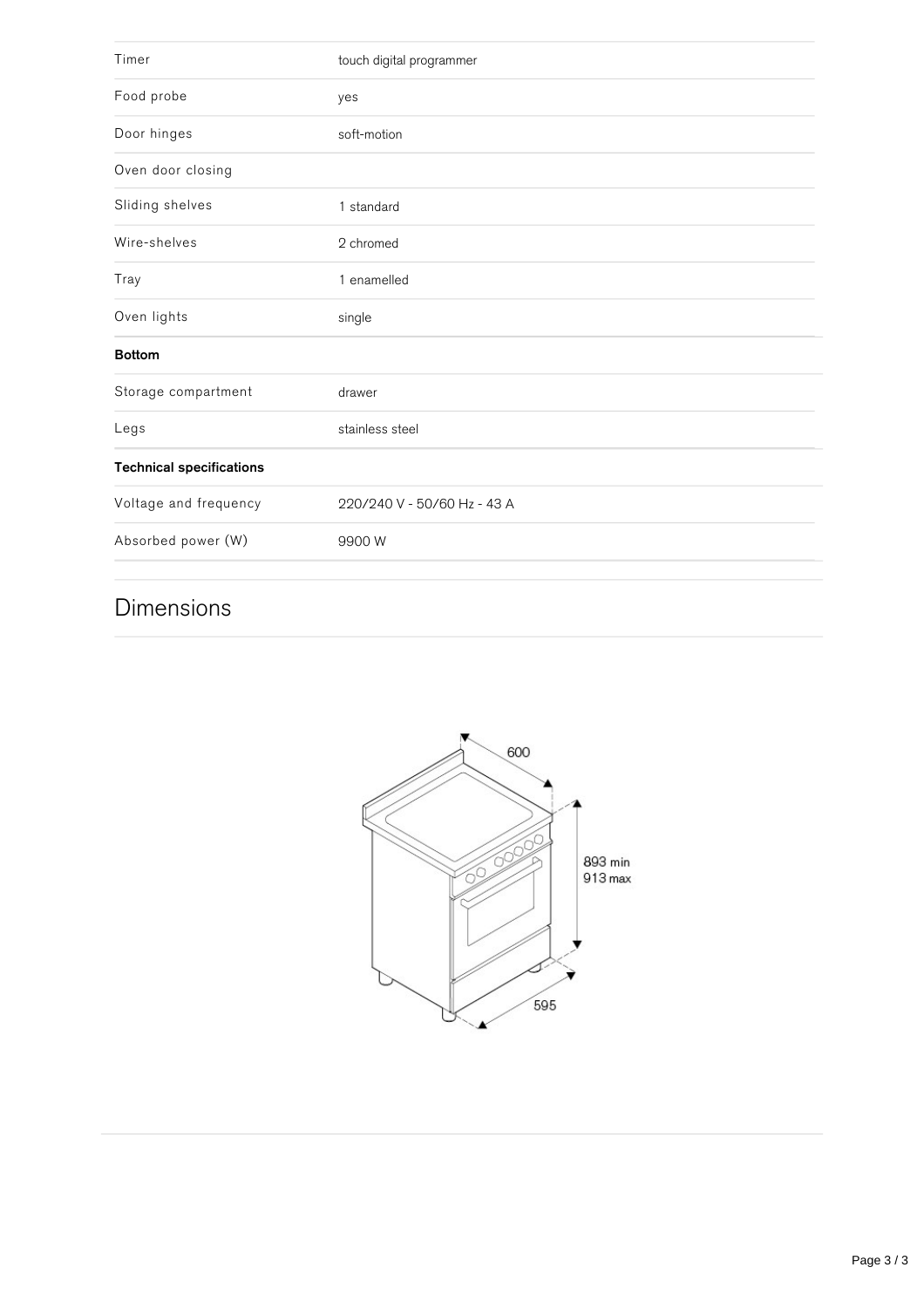| | |
|---|---|
| Timer | touch digital programmer |
| Food probe | yes |
| Door hinges | soft-motion |
| Oven door closing | |
| Sliding shelves | 1 standard |
| Wire-shelves | 2 chromed |
| Tray | 1 enamelled |
| Oven lights | single |

**Bottom**

| | |
|---|---|
| Storage compartment | drawer |
| Legs | stainless steel |

**Technical specifications**

| | |
|---|---|
| Voltage and frequency | 220/240 V - 50/60 Hz - 43 A |
| Absorbed power (W) | 9900 W |

## Dimensions

600

893 min
913 max

595